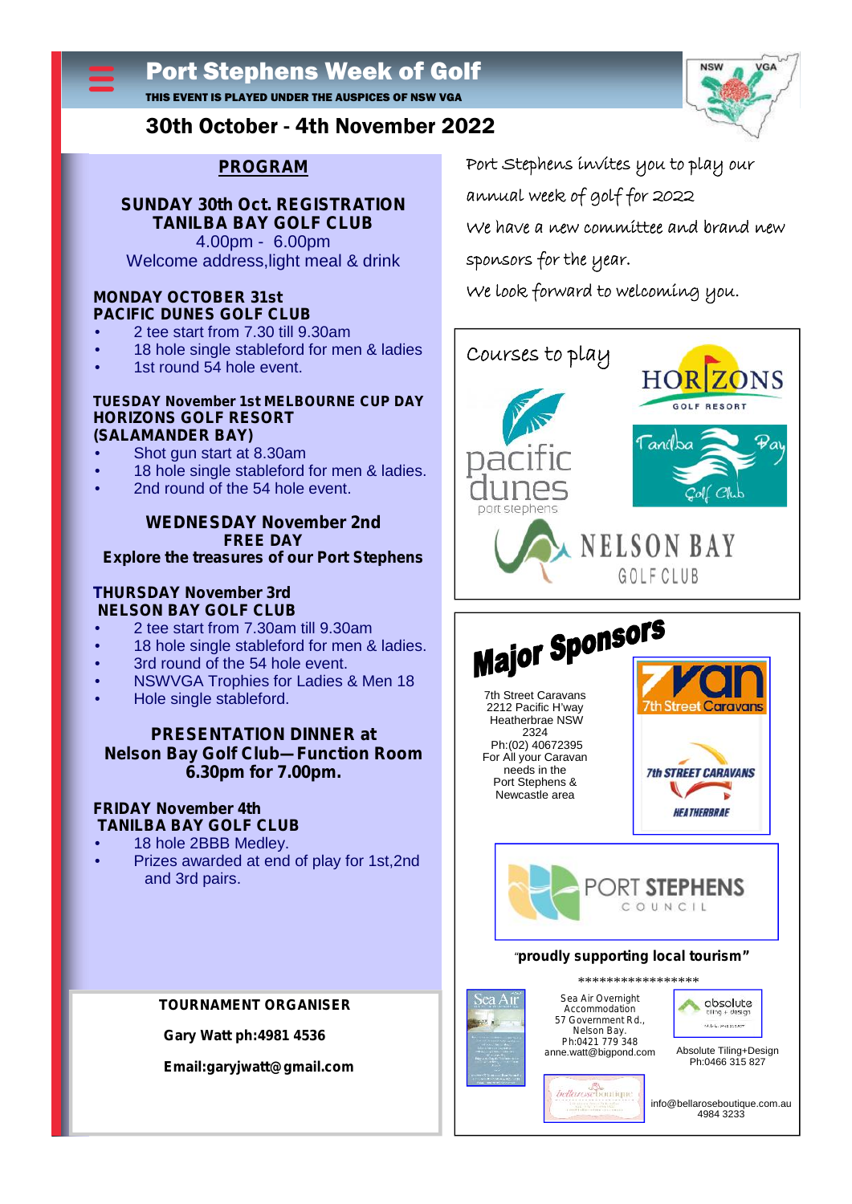# Port Stephens Week of Golf

THIS EVENT IS PLAYED UNDER THE AUSPICES OF NSW VGA

## 30th October - 4th November 2022

### PROGRAM

**SUNDAY 30th Oct. REGISTRATION**
**TANILBA BAY GOLF CLUB**
4.00pm - 6.00pm
Welcome address,light meal & drink

**MONDAY OCTOBER 31st**
**PACIFIC DUNES GOLF CLUB**

- 2 tee start from 7.30 till 9.30am
- 18 hole single stableford for men & ladies
- 1st round 54 hole event.

**TUESDAY November 1st MELBOURNE CUP DAY**
**HORIZONS GOLF RESORT**
**(SALAMANDER BAY)**

- Shot gun start at 8.30am
- 18 hole single stableford for men & ladies.
- 2nd round of the 54 hole event.

**WEDNESDAY November 2nd**
**FREE DAY**
**Explore the treasures of our Port Stephens**

**THURSDAY November 3rd**
**NELSON BAY GOLF CLUB**

- 2 tee start from 7.30am till 9.30am
- 18 hole single stableford for men & ladies.
- 3rd round of the 54 hole event.
- NSWVGA Trophies for Ladies & Men 18
- Hole single stableford.

**PRESENTATION DINNER at**
**Nelson Bay Golf Club—Function Room**
**6.30pm for 7.00pm.**

**FRIDAY November 4th**
**TANILBA BAY GOLF CLUB**

- 18 hole 2BBB Medley.
- Prizes awarded at end of play for 1st,2nd and 3rd pairs.

**TOURNAMENT ORGANISER**

**Gary Watt ph:4981 4536**

**Email:garyjwatt@gmail.com**

Port Stephens invites you to play our annual week of golf for 2022

We have a new committee and brand new sponsors for the year.

We look forward to welcoming you.

Courses to play

HORIZONS GOLF RESORT

Tanilba Bay Golf Club

pacific dunes port stephens

NELSON BAY GOLF CLUB

## Major Sponsors

7th Street Caravans
2212 Pacific H'way
Heatherbrae NSW 2324
Ph:(02) 40672395
For All your Caravan needs in the Port Stephens & Newcastle area

7th Street Caravans

PORT STEPHENS COUNCIL

"**proudly supporting local tourism"**

*****************

Sea Air Overnight Accommodation
57 Government Rd., Nelson Bay.
Ph:0421 779 348
anne.watt@bigpond.com

Absolute Tiling+Design
Ph:0466 315 827

info@bellaroseboutique.com.au
4984 3233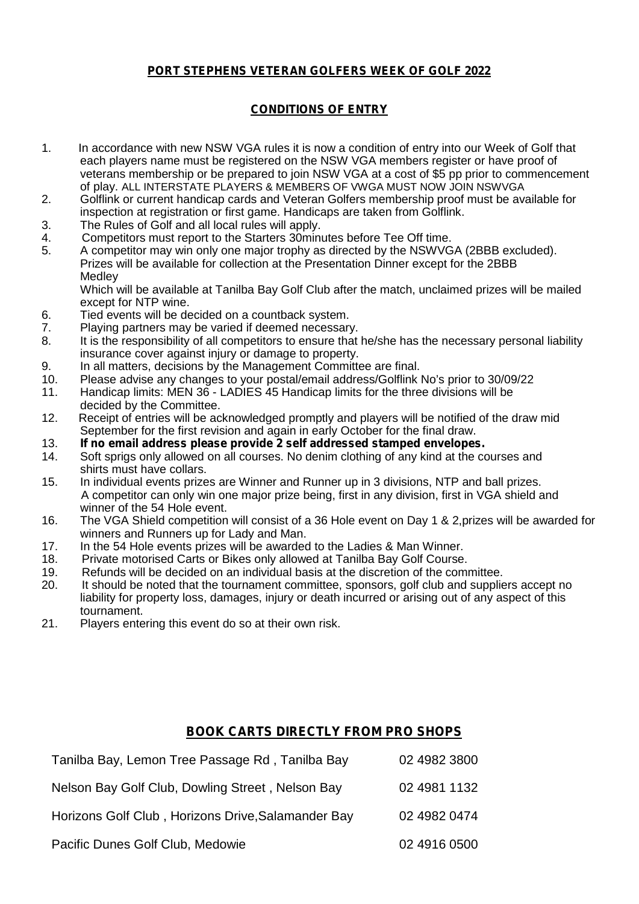**PORT STEPHENS VETERAN GOLFERS WEEK OF GOLF 2022**

**CONDITIONS OF ENTRY**

1. In accordance with new NSW VGA rules it is now a condition of entry into our Week of Golf that each players name must be registered on the NSW VGA members register or have proof of veterans membership or be prepared to join NSW VGA at a cost of $5 pp prior to commencement of play. ALL INTERSTATE PLAYERS & MEMBERS OF VWGA MUST NOW JOIN NSWVGA
2. Golflink or current handicap cards and Veteran Golfers membership proof must be available for inspection at registration or first game. Handicaps are taken from Golflink.
3. The Rules of Golf and all local rules will apply.
4. Competitors must report to the Starters 30minutes before Tee Off time.
5. A competitor may win only one major trophy as directed by the NSWVGA (2BBB excluded). Prizes will be available for collection at the Presentation Dinner except for the 2BBB Medley
   Which will be available at Tanilba Bay Golf Club after the match, unclaimed prizes will be mailed except for NTP wine.
6. Tied events will be decided on a countback system.
7. Playing partners may be varied if deemed necessary.
8. It is the responsibility of all competitors to ensure that he/she has the necessary personal liability insurance cover against injury or damage to property.
9. In all matters, decisions by the Management Committee are final.
10. Please advise any changes to your postal/email address/Golflink No's prior to 30/09/22
11. Handicap limits: MEN 36 - LADIES 45 Handicap limits for the three divisions will be decided by the Committee.
12. Receipt of entries will be acknowledged promptly and players will be notified of the draw mid September for the first revision and again in early October for the final draw.
13. **If no email address please provide 2 self addressed stamped envelopes.**
14. Soft sprigs only allowed on all courses. No denim clothing of any kind at the courses and shirts must have collars.
15. In individual events prizes are Winner and Runner up in 3 divisions, NTP and ball prizes. A competitor can only win one major prize being, first in any division, first in VGA shield and winner of the 54 Hole event.
16. The VGA Shield competition will consist of a 36 Hole event on Day 1 & 2,prizes will be awarded for winners and Runners up for Lady and Man.
17. In the 54 Hole events prizes will be awarded to the Ladies & Man Winner.
18. Private motorised Carts or Bikes only allowed at Tanilba Bay Golf Course.
19. Refunds will be decided on an individual basis at the discretion of the committee.
20. It should be noted that the tournament committee, sponsors, golf club and suppliers accept no liability for property loss, damages, injury or death incurred or arising out of any aspect of this tournament.
21. Players entering this event do so at their own risk.

**BOOK CARTS DIRECTLY FROM PRO SHOPS**

| | |
|---|---|
| Tanilba Bay, Lemon Tree Passage Rd , Tanilba Bay | 02 4982 3800 |
| Nelson Bay Golf Club, Dowling Street , Nelson Bay | 02 4981 1132 |
| Horizons Golf Club , Horizons Drive,Salamander Bay | 02 4982 0474 |
| Pacific Dunes Golf Club, Medowie | 02 4916 0500 |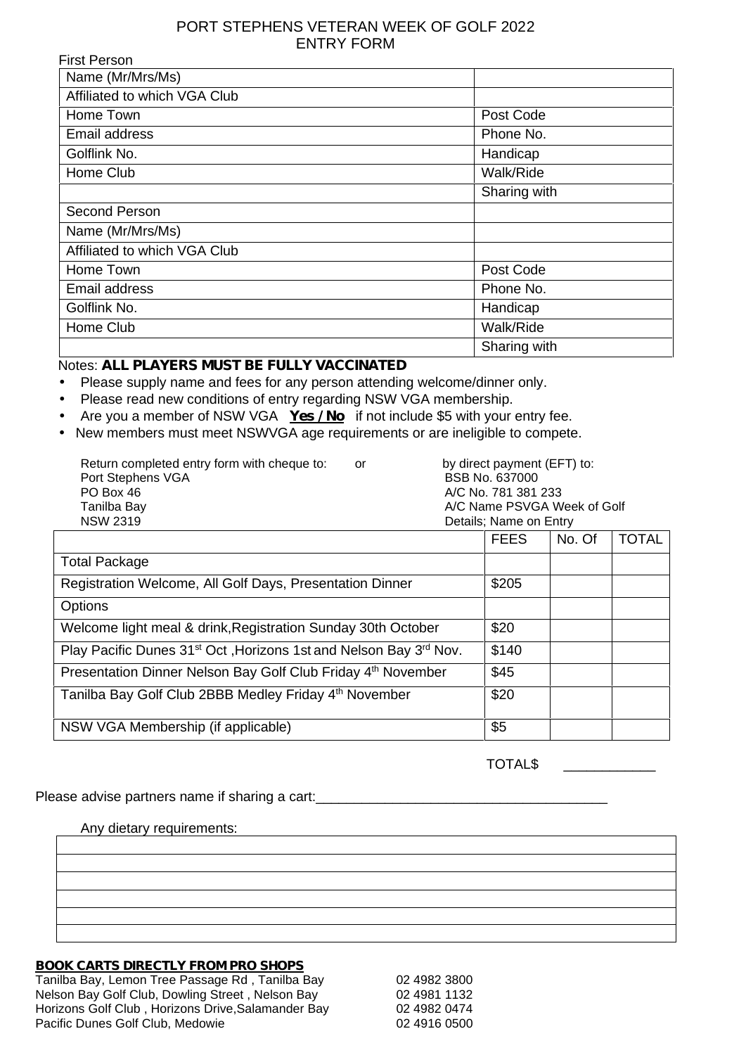# PORT STEPHENS VETERAN WEEK OF GOLF 2022
## ENTRY FORM

First Person

| | |
|---|---|
| Name (Mr/Mrs/Ms) | |
| Affiliated to which VGA Club | |
| Home Town | Post Code |
| Email address | Phone No. |
| Golflink No. | Handicap |
| Home Club | Walk/Ride |
| | Sharing with |
| Second Person | |
| Name (Mr/Mrs/Ms) | |
| Affiliated to which VGA Club | |
| Home Town | Post Code |
| Email address | Phone No. |
| Golflink No. | Handicap |
| Home Club | Walk/Ride |
| | Sharing with |

Notes: **ALL PLAYERS MUST BE FULLY VACCINATED**

- Please supply name and fees for any person attending welcome/dinner only.
- Please read new conditions of entry regarding NSW VGA membership.
- Are you a member of NSW VGA **Yes / No** if not include $5 with your entry fee.
- New members must meet NSWVGA age requirements or are ineligible to compete.

Return completed entry form with cheque to:
Port Stephens VGA
PO Box 46
Tanilba Bay
NSW 2319

or

by direct payment (EFT) to:
BSB No. 637000
A/C No. 781 381 233
A/C Name PSVGA Week of Golf
Details; Name on Entry

| | FEES | No. Of | TOTAL |
|---|---|---|---|
| Total Package | | | |
| Registration Welcome, All Golf Days, Presentation Dinner | $205 | | |
| Options | | | |
| Welcome light meal & drink,Registration Sunday 30th October | $20 | | |
| Play Pacific Dunes 31st Oct ,Horizons 1st and Nelson Bay 3rd Nov. | $140 | | |
| Presentation Dinner Nelson Bay Golf Club Friday 4th November | $45 | | |
| Tanilba Bay Golf Club 2BBB Medley Friday 4th November | $20 | | |
| NSW VGA Membership (if applicable) | $5 | | |

TOTAL$ ____________

Please advise partners name if sharing a cart:_____________________________________

Any dietary requirements:

| |
|---|
| |
| |
| |
| |
| |
| |

**BOOK CARTS DIRECTLY FROM PRO SHOPS**

| | |
|---|---|
| Tanilba Bay, Lemon Tree Passage Rd , Tanilba Bay | 02 4982 3800 |
| Nelson Bay Golf Club, Dowling Street , Nelson Bay | 02 4981 1132 |
| Horizons Golf Club , Horizons Drive,Salamander Bay | 02 4982 0474 |
| Pacific Dunes Golf Club, Medowie | 02 4916 0500 |